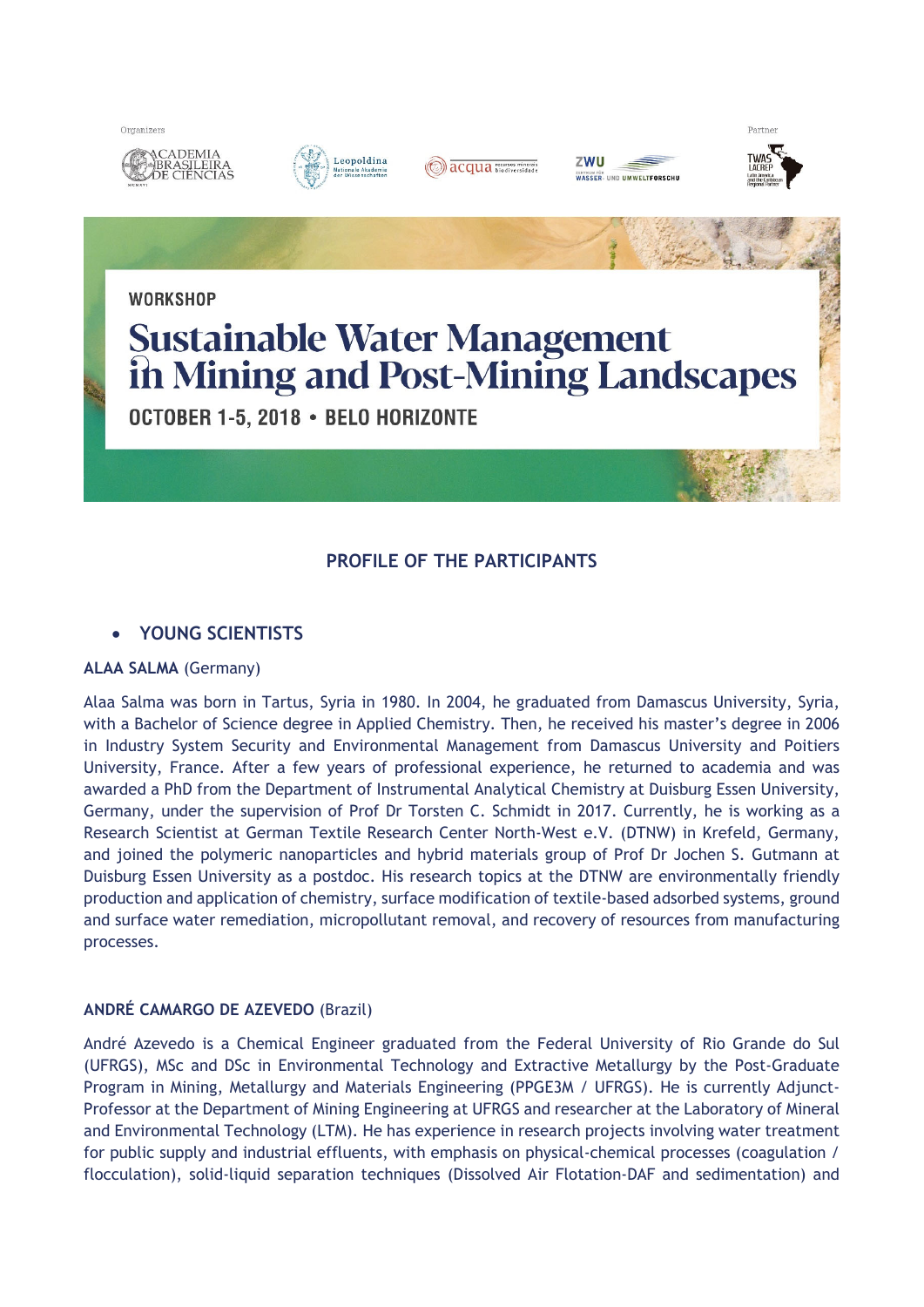Organizers

ACADEMIA BRASILEIRA DE CIÊNCIAS

Leopoldina Nationale Akademie der Wissenschaften

acqua recursos minerais biodiversidade

ZWU WASSER- UND UMWELTFORSCHUNG

Partner

TWAS LACREP

WORKSHOP

# Sustainable Water Management in Mining and Post-Mining Landscapes

OCTOBER 1-5, 2018 • BELO HORIZONTE

## PROFILE OF THE PARTICIPANTS

- ### YOUNG SCIENTISTS

**ALAA SALMA** (Germany)

Alaa Salma was born in Tartus, Syria in 1980. In 2004, he graduated from Damascus University, Syria, with a Bachelor of Science degree in Applied Chemistry. Then, he received his master's degree in 2006 in Industry System Security and Environmental Management from Damascus University and Poitiers University, France. After a few years of professional experience, he returned to academia and was awarded a PhD from the Department of Instrumental Analytical Chemistry at Duisburg Essen University, Germany, under the supervision of Prof Dr Torsten C. Schmidt in 2017. Currently, he is working as a Research Scientist at German Textile Research Center North-West e.V. (DTNW) in Krefeld, Germany, and joined the polymeric nanoparticles and hybrid materials group of Prof Dr Jochen S. Gutmann at Duisburg Essen University as a postdoc. His research topics at the DTNW are environmentally friendly production and application of chemistry, surface modification of textile-based adsorbed systems, ground and surface water remediation, micropollutant removal, and recovery of resources from manufacturing processes.

**ANDRÉ CAMARGO DE AZEVEDO** (Brazil)

André Azevedo is a Chemical Engineer graduated from the Federal University of Rio Grande do Sul (UFRGS), MSc and DSc in Environmental Technology and Extractive Metallurgy by the Post-Graduate Program in Mining, Metallurgy and Materials Engineering (PPGE3M / UFRGS). He is currently Adjunct-Professor at the Department of Mining Engineering at UFRGS and researcher at the Laboratory of Mineral and Environmental Technology (LTM). He has experience in research projects involving water treatment for public supply and industrial effluents, with emphasis on physical-chemical processes (coagulation / flocculation), solid-liquid separation techniques (Dissolved Air Flotation-DAF and sedimentation) and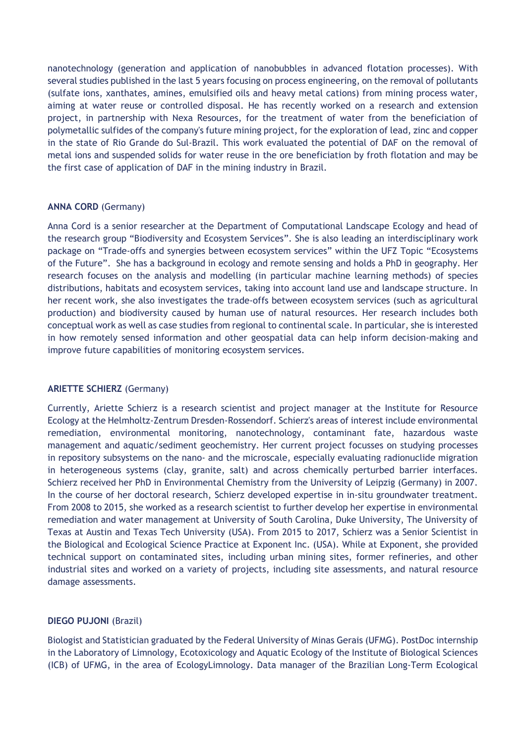nanotechnology (generation and application of nanobubbles in advanced flotation processes). With several studies published in the last 5 years focusing on process engineering, on the removal of pollutants (sulfate ions, xanthates, amines, emulsified oils and heavy metal cations) from mining process water, aiming at water reuse or controlled disposal. He has recently worked on a research and extension project, in partnership with Nexa Resources, for the treatment of water from the beneficiation of polymetallic sulfides of the company's future mining project, for the exploration of lead, zinc and copper in the state of Rio Grande do Sul-Brazil. This work evaluated the potential of DAF on the removal of metal ions and suspended solids for water reuse in the ore beneficiation by froth flotation and may be the first case of application of DAF in the mining industry in Brazil.

**ANNA CORD** (Germany)

Anna Cord is a senior researcher at the Department of Computational Landscape Ecology and head of the research group "Biodiversity and Ecosystem Services". She is also leading an interdisciplinary work package on "Trade-offs and synergies between ecosystem services" within the UFZ Topic "Ecosystems of the Future". She has a background in ecology and remote sensing and holds a PhD in geography. Her research focuses on the analysis and modelling (in particular machine learning methods) of species distributions, habitats and ecosystem services, taking into account land use and landscape structure. In her recent work, she also investigates the trade-offs between ecosystem services (such as agricultural production) and biodiversity caused by human use of natural resources. Her research includes both conceptual work as well as case studies from regional to continental scale. In particular, she is interested in how remotely sensed information and other geospatial data can help inform decision-making and improve future capabilities of monitoring ecosystem services.

**ARIETTE SCHIERZ** (Germany)

Currently, Ariette Schierz is a research scientist and project manager at the Institute for Resource Ecology at the Helmholtz-Zentrum Dresden-Rossendorf. Schierz's areas of interest include environmental remediation, environmental monitoring, nanotechnology, contaminant fate, hazardous waste management and aquatic/sediment geochemistry. Her current project focusses on studying processes in repository subsystems on the nano- and the microscale, especially evaluating radionuclide migration in heterogeneous systems (clay, granite, salt) and across chemically perturbed barrier interfaces. Schierz received her PhD in Environmental Chemistry from the University of Leipzig (Germany) in 2007. In the course of her doctoral research, Schierz developed expertise in in-situ groundwater treatment. From 2008 to 2015, she worked as a research scientist to further develop her expertise in environmental remediation and water management at University of South Carolina, Duke University, The University of Texas at Austin and Texas Tech University (USA). From 2015 to 2017, Schierz was a Senior Scientist in the Biological and Ecological Science Practice at Exponent Inc. (USA). While at Exponent, she provided technical support on contaminated sites, including urban mining sites, former refineries, and other industrial sites and worked on a variety of projects, including site assessments, and natural resource damage assessments.

**DIEGO PUJONI** (Brazil)

Biologist and Statistician graduated by the Federal University of Minas Gerais (UFMG). PostDoc internship in the Laboratory of Limnology, Ecotoxicology and Aquatic Ecology of the Institute of Biological Sciences (ICB) of UFMG, in the area of EcologyLimnology. Data manager of the Brazilian Long-Term Ecological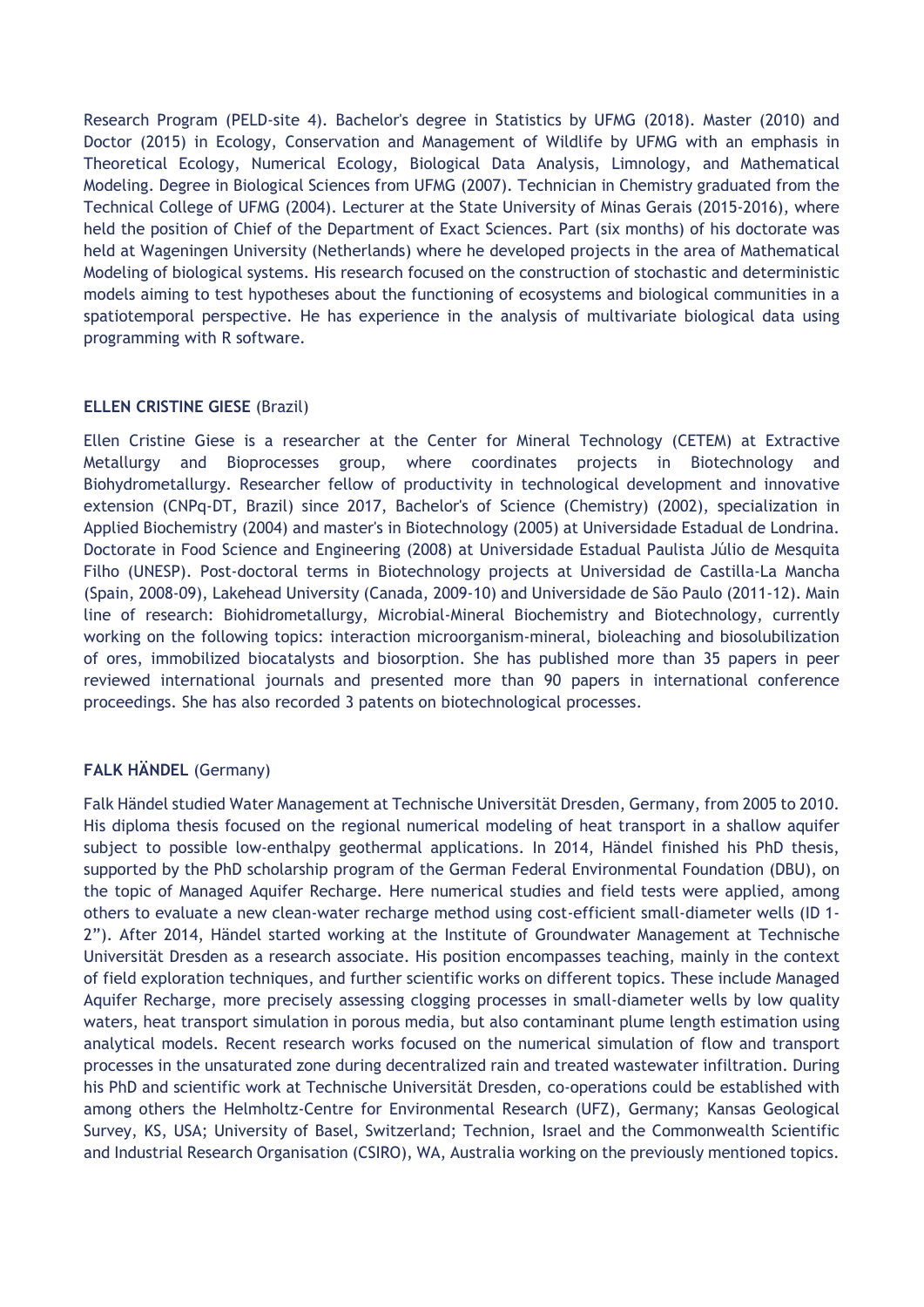Research Program (PELD-site 4). Bachelor's degree in Statistics by UFMG (2018). Master (2010) and Doctor (2015) in Ecology, Conservation and Management of Wildlife by UFMG with an emphasis in Theoretical Ecology, Numerical Ecology, Biological Data Analysis, Limnology, and Mathematical Modeling. Degree in Biological Sciences from UFMG (2007). Technician in Chemistry graduated from the Technical College of UFMG (2004). Lecturer at the State University of Minas Gerais (2015-2016), where held the position of Chief of the Department of Exact Sciences. Part (six months) of his doctorate was held at Wageningen University (Netherlands) where he developed projects in the area of Mathematical Modeling of biological systems. His research focused on the construction of stochastic and deterministic models aiming to test hypotheses about the functioning of ecosystems and biological communities in a spatiotemporal perspective. He has experience in the analysis of multivariate biological data using programming with R software.

**ELLEN CRISTINE GIESE** (Brazil)

Ellen Cristine Giese is a researcher at the Center for Mineral Technology (CETEM) at Extractive Metallurgy and Bioprocesses group, where coordinates projects in Biotechnology and Biohydrometallurgy. Researcher fellow of productivity in technological development and innovative extension (CNPq-DT, Brazil) since 2017, Bachelor's of Science (Chemistry) (2002), specialization in Applied Biochemistry (2004) and master's in Biotechnology (2005) at Universidade Estadual de Londrina. Doctorate in Food Science and Engineering (2008) at Universidade Estadual Paulista Júlio de Mesquita Filho (UNESP). Post-doctoral terms in Biotechnology projects at Universidad de Castilla-La Mancha (Spain, 2008-09), Lakehead University (Canada, 2009-10) and Universidade de São Paulo (2011-12). Main line of research: Biohidrometallurgy, Microbial-Mineral Biochemistry and Biotechnology, currently working on the following topics: interaction microorganism-mineral, bioleaching and biosolubilization of ores, immobilized biocatalysts and biosorption. She has published more than 35 papers in peer reviewed international journals and presented more than 90 papers in international conference proceedings. She has also recorded 3 patents on biotechnological processes.

**FALK HÄNDEL** (Germany)

Falk Händel studied Water Management at Technische Universität Dresden, Germany, from 2005 to 2010. His diploma thesis focused on the regional numerical modeling of heat transport in a shallow aquifer subject to possible low-enthalpy geothermal applications. In 2014, Händel finished his PhD thesis, supported by the PhD scholarship program of the German Federal Environmental Foundation (DBU), on the topic of Managed Aquifer Recharge. Here numerical studies and field tests were applied, among others to evaluate a new clean-water recharge method using cost-efficient small-diameter wells (ID 1-2"). After 2014, Händel started working at the Institute of Groundwater Management at Technische Universität Dresden as a research associate. His position encompasses teaching, mainly in the context of field exploration techniques, and further scientific works on different topics. These include Managed Aquifer Recharge, more precisely assessing clogging processes in small-diameter wells by low quality waters, heat transport simulation in porous media, but also contaminant plume length estimation using analytical models. Recent research works focused on the numerical simulation of flow and transport processes in the unsaturated zone during decentralized rain and treated wastewater infiltration. During his PhD and scientific work at Technische Universität Dresden, co-operations could be established with among others the Helmholtz-Centre for Environmental Research (UFZ), Germany; Kansas Geological Survey, KS, USA; University of Basel, Switzerland; Technion, Israel and the Commonwealth Scientific and Industrial Research Organisation (CSIRO), WA, Australia working on the previously mentioned topics.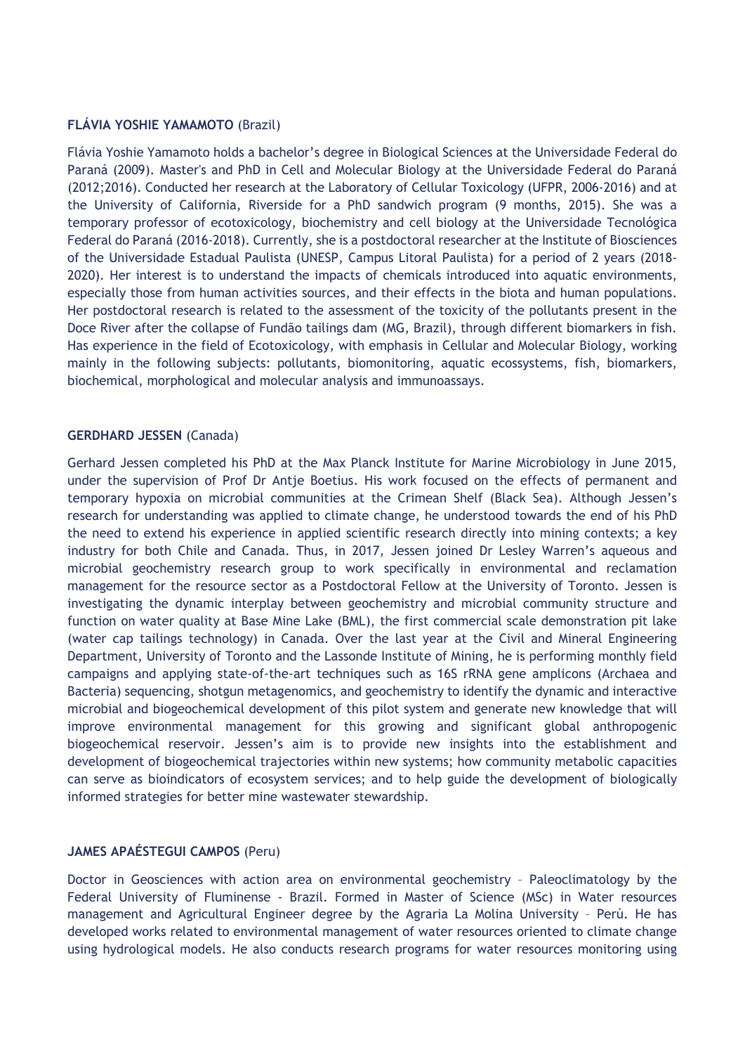**FLÁVIA YOSHIE YAMAMOTO** (Brazil)

Flávia Yoshie Yamamoto holds a bachelor's degree in Biological Sciences at the Universidade Federal do Paraná (2009). Master's and PhD in Cell and Molecular Biology at the Universidade Federal do Paraná (2012;2016). Conducted her research at the Laboratory of Cellular Toxicology (UFPR, 2006-2016) and at the University of California, Riverside for a PhD sandwich program (9 months, 2015). She was a temporary professor of ecotoxicology, biochemistry and cell biology at the Universidade Tecnológica Federal do Paraná (2016-2018). Currently, she is a postdoctoral researcher at the Institute of Biosciences of the Universidade Estadual Paulista (UNESP, Campus Litoral Paulista) for a period of 2 years (2018-2020). Her interest is to understand the impacts of chemicals introduced into aquatic environments, especially those from human activities sources, and their effects in the biota and human populations. Her postdoctoral research is related to the assessment of the toxicity of the pollutants present in the Doce River after the collapse of Fundão tailings dam (MG, Brazil), through different biomarkers in fish. Has experience in the field of Ecotoxicology, with emphasis in Cellular and Molecular Biology, working mainly in the following subjects: pollutants, biomonitoring, aquatic ecossystems, fish, biomarkers, biochemical, morphological and molecular analysis and immunoassays.

**GERDHARD JESSEN** (Canada)

Gerhard Jessen completed his PhD at the Max Planck Institute for Marine Microbiology in June 2015, under the supervision of Prof Dr Antje Boetius. His work focused on the effects of permanent and temporary hypoxia on microbial communities at the Crimean Shelf (Black Sea). Although Jessen's research for understanding was applied to climate change, he understood towards the end of his PhD the need to extend his experience in applied scientific research directly into mining contexts; a key industry for both Chile and Canada. Thus, in 2017, Jessen joined Dr Lesley Warren's aqueous and microbial geochemistry research group to work specifically in environmental and reclamation management for the resource sector as a Postdoctoral Fellow at the University of Toronto. Jessen is investigating the dynamic interplay between geochemistry and microbial community structure and function on water quality at Base Mine Lake (BML), the first commercial scale demonstration pit lake (water cap tailings technology) in Canada. Over the last year at the Civil and Mineral Engineering Department, University of Toronto and the Lassonde Institute of Mining, he is performing monthly field campaigns and applying state-of-the-art techniques such as 16S rRNA gene amplicons (Archaea and Bacteria) sequencing, shotgun metagenomics, and geochemistry to identify the dynamic and interactive microbial and biogeochemical development of this pilot system and generate new knowledge that will improve environmental management for this growing and significant global anthropogenic biogeochemical reservoir. Jessen's aim is to provide new insights into the establishment and development of biogeochemical trajectories within new systems; how community metabolic capacities can serve as bioindicators of ecosystem services; and to help guide the development of biologically informed strategies for better mine wastewater stewardship.

**JAMES APAÉSTEGUI CAMPOS** (Peru)

Doctor in Geosciences with action area on environmental geochemistry – Paleoclimatology by the Federal University of Fluminense - Brazil. Formed in Master of Science (MSc) in Water resources management and Agricultural Engineer degree by the Agraria La Molina University – Perú. He has developed works related to environmental management of water resources oriented to climate change using hydrological models. He also conducts research programs for water resources monitoring using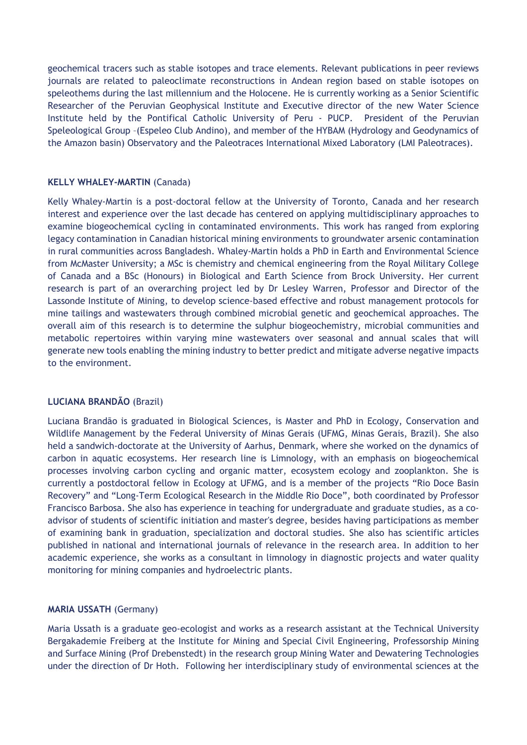geochemical tracers such as stable isotopes and trace elements. Relevant publications in peer reviews journals are related to paleoclimate reconstructions in Andean region based on stable isotopes on speleothems during the last millennium and the Holocene. He is currently working as a Senior Scientific Researcher of the Peruvian Geophysical Institute and Executive director of the new Water Science Institute held by the Pontifical Catholic University of Peru - PUCP. President of the Peruvian Speleological Group –(Espeleo Club Andino), and member of the HYBAM (Hydrology and Geodynamics of the Amazon basin) Observatory and the Paleotraces International Mixed Laboratory (LMI Paleotraces).

**KELLY WHALEY-MARTIN** (Canada)

Kelly Whaley-Martin is a post-doctoral fellow at the University of Toronto, Canada and her research interest and experience over the last decade has centered on applying multidisciplinary approaches to examine biogeochemical cycling in contaminated environments. This work has ranged from exploring legacy contamination in Canadian historical mining environments to groundwater arsenic contamination in rural communities across Bangladesh. Whaley-Martin holds a PhD in Earth and Environmental Science from McMaster University; a MSc is chemistry and chemical engineering from the Royal Military College of Canada and a BSc (Honours) in Biological and Earth Science from Brock University. Her current research is part of an overarching project led by Dr Lesley Warren, Professor and Director of the Lassonde Institute of Mining, to develop science-based effective and robust management protocols for mine tailings and wastewaters through combined microbial genetic and geochemical approaches. The overall aim of this research is to determine the sulphur biogeochemistry, microbial communities and metabolic repertoires within varying mine wastewaters over seasonal and annual scales that will generate new tools enabling the mining industry to better predict and mitigate adverse negative impacts to the environment.

**LUCIANA BRANDÃO** (Brazil)

Luciana Brandão is graduated in Biological Sciences, is Master and PhD in Ecology, Conservation and Wildlife Management by the Federal University of Minas Gerais (UFMG, Minas Gerais, Brazil). She also held a sandwich-doctorate at the University of Aarhus, Denmark, where she worked on the dynamics of carbon in aquatic ecosystems. Her research line is Limnology, with an emphasis on biogeochemical processes involving carbon cycling and organic matter, ecosystem ecology and zooplankton. She is currently a postdoctoral fellow in Ecology at UFMG, and is a member of the projects “Rio Doce Basin Recovery” and “Long-Term Ecological Research in the Middle Rio Doce”, both coordinated by Professor Francisco Barbosa. She also has experience in teaching for undergraduate and graduate studies, as a co-advisor of students of scientific initiation and master's degree, besides having participations as member of examining bank in graduation, specialization and doctoral studies. She also has scientific articles published in national and international journals of relevance in the research area. In addition to her academic experience, she works as a consultant in limnology in diagnostic projects and water quality monitoring for mining companies and hydroelectric plants.

**MARIA USSATH** (Germany)

Maria Ussath is a graduate geo-ecologist and works as a research assistant at the Technical University Bergakademie Freiberg at the Institute for Mining and Special Civil Engineering, Professorship Mining and Surface Mining (Prof Drebenstedt) in the research group Mining Water and Dewatering Technologies under the direction of Dr Hoth. Following her interdisciplinary study of environmental sciences at the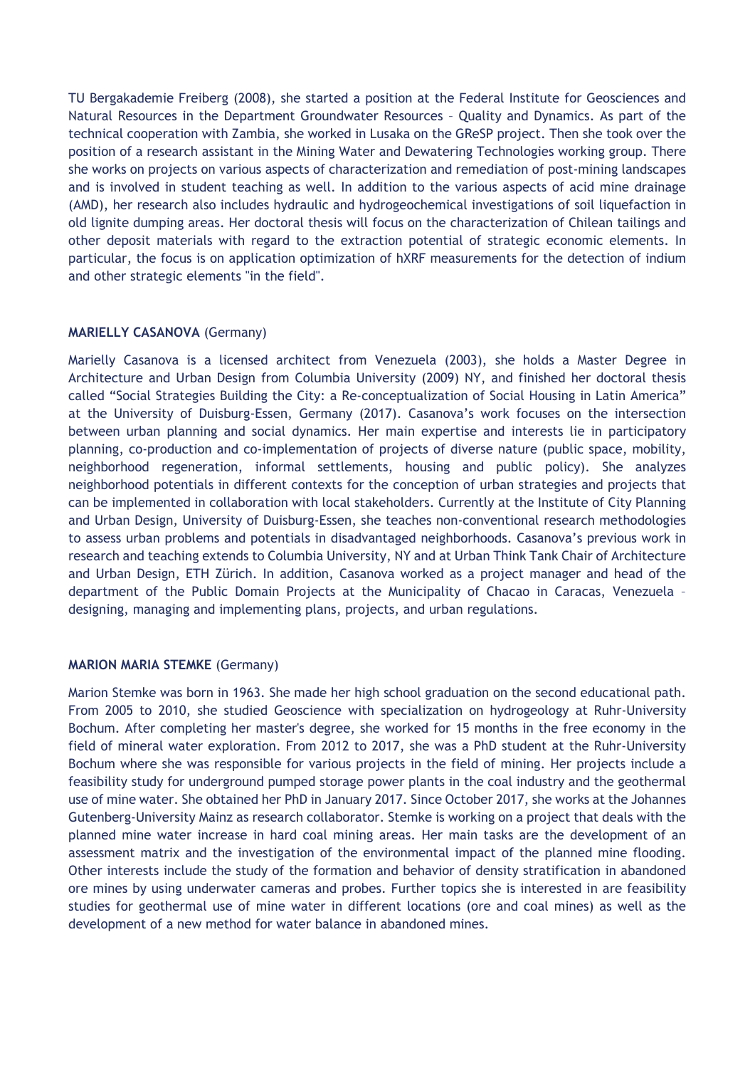TU Bergakademie Freiberg (2008), she started a position at the Federal Institute for Geosciences and Natural Resources in the Department Groundwater Resources – Quality and Dynamics. As part of the technical cooperation with Zambia, she worked in Lusaka on the GReSP project. Then she took over the position of a research assistant in the Mining Water and Dewatering Technologies working group. There she works on projects on various aspects of characterization and remediation of post-mining landscapes and is involved in student teaching as well. In addition to the various aspects of acid mine drainage (AMD), her research also includes hydraulic and hydrogeochemical investigations of soil liquefaction in old lignite dumping areas. Her doctoral thesis will focus on the characterization of Chilean tailings and other deposit materials with regard to the extraction potential of strategic economic elements. In particular, the focus is on application optimization of hXRF measurements for the detection of indium and other strategic elements "in the field".

**MARIELLY CASANOVA** (Germany)

Marielly Casanova is a licensed architect from Venezuela (2003), she holds a Master Degree in Architecture and Urban Design from Columbia University (2009) NY, and finished her doctoral thesis called "Social Strategies Building the City: a Re-conceptualization of Social Housing in Latin America" at the University of Duisburg-Essen, Germany (2017). Casanova's work focuses on the intersection between urban planning and social dynamics. Her main expertise and interests lie in participatory planning, co-production and co-implementation of projects of diverse nature (public space, mobility, neighborhood regeneration, informal settlements, housing and public policy). She analyzes neighborhood potentials in different contexts for the conception of urban strategies and projects that can be implemented in collaboration with local stakeholders. Currently at the Institute of City Planning and Urban Design, University of Duisburg-Essen, she teaches non-conventional research methodologies to assess urban problems and potentials in disadvantaged neighborhoods. Casanova's previous work in research and teaching extends to Columbia University, NY and at Urban Think Tank Chair of Architecture and Urban Design, ETH Zürich. In addition, Casanova worked as a project manager and head of the department of the Public Domain Projects at the Municipality of Chacao in Caracas, Venezuela – designing, managing and implementing plans, projects, and urban regulations.

**MARION MARIA STEMKE** (Germany)

Marion Stemke was born in 1963. She made her high school graduation on the second educational path. From 2005 to 2010, she studied Geoscience with specialization on hydrogeology at Ruhr-University Bochum. After completing her master's degree, she worked for 15 months in the free economy in the field of mineral water exploration. From 2012 to 2017, she was a PhD student at the Ruhr-University Bochum where she was responsible for various projects in the field of mining. Her projects include a feasibility study for underground pumped storage power plants in the coal industry and the geothermal use of mine water. She obtained her PhD in January 2017. Since October 2017, she works at the Johannes Gutenberg-University Mainz as research collaborator. Stemke is working on a project that deals with the planned mine water increase in hard coal mining areas. Her main tasks are the development of an assessment matrix and the investigation of the environmental impact of the planned mine flooding. Other interests include the study of the formation and behavior of density stratification in abandoned ore mines by using underwater cameras and probes. Further topics she is interested in are feasibility studies for geothermal use of mine water in different locations (ore and coal mines) as well as the development of a new method for water balance in abandoned mines.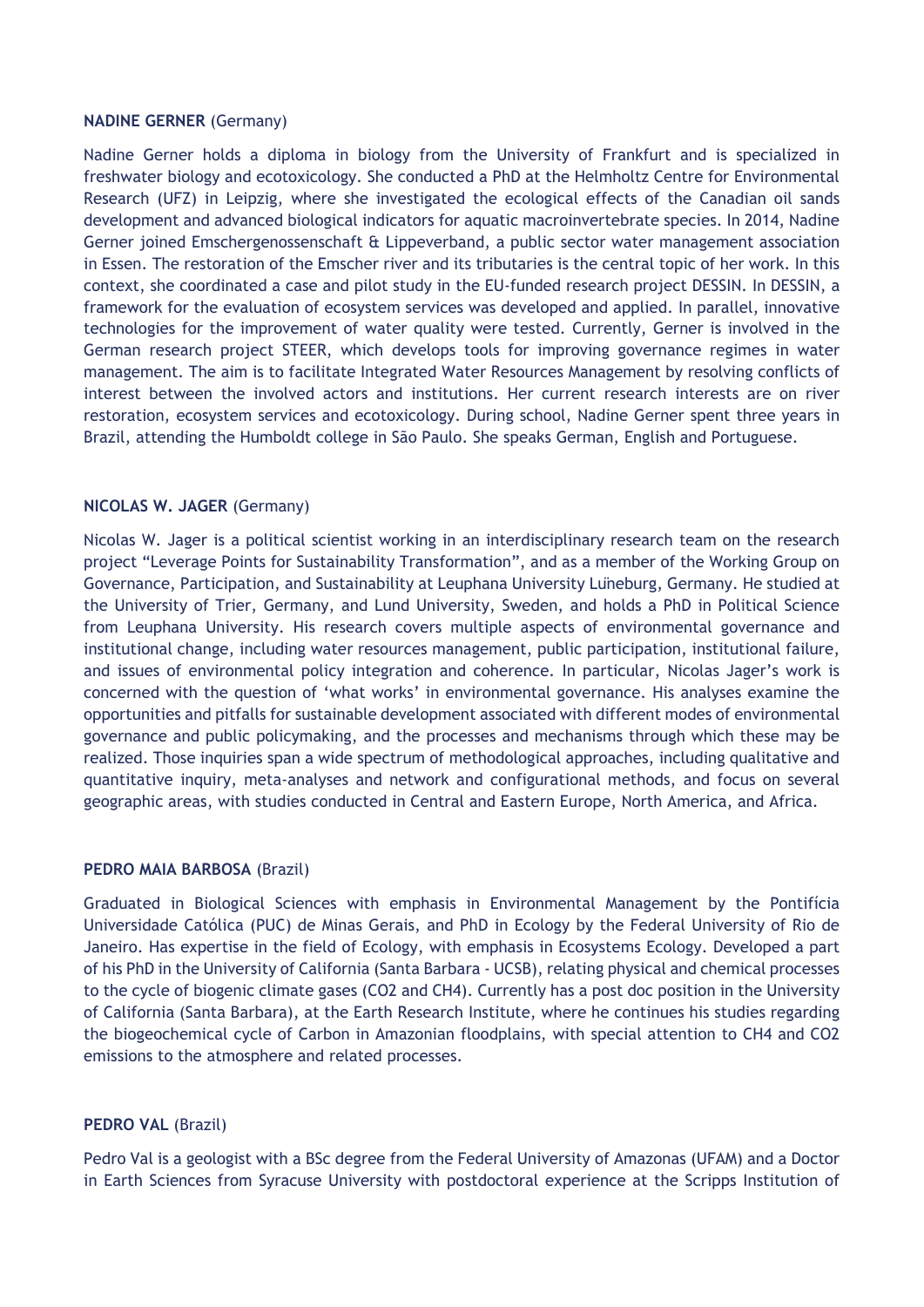**NADINE GERNER** (Germany)

Nadine Gerner holds a diploma in biology from the University of Frankfurt and is specialized in freshwater biology and ecotoxicology. She conducted a PhD at the Helmholtz Centre for Environmental Research (UFZ) in Leipzig, where she investigated the ecological effects of the Canadian oil sands development and advanced biological indicators for aquatic macroinvertebrate species. In 2014, Nadine Gerner joined Emschergenossenschaft & Lippeverband, a public sector water management association in Essen. The restoration of the Emscher river and its tributaries is the central topic of her work. In this context, she coordinated a case and pilot study in the EU-funded research project DESSIN. In DESSIN, a framework for the evaluation of ecosystem services was developed and applied. In parallel, innovative technologies for the improvement of water quality were tested. Currently, Gerner is involved in the German research project STEER, which develops tools for improving governance regimes in water management. The aim is to facilitate Integrated Water Resources Management by resolving conflicts of interest between the involved actors and institutions. Her current research interests are on river restoration, ecosystem services and ecotoxicology. During school, Nadine Gerner spent three years in Brazil, attending the Humboldt college in São Paulo. She speaks German, English and Portuguese.

**NICOLAS W. JAGER** (Germany)

Nicolas W. Jager is a political scientist working in an interdisciplinary research team on the research project "Leverage Points for Sustainability Transformation", and as a member of the Working Group on Governance, Participation, and Sustainability at Leuphana University Lüneburg, Germany. He studied at the University of Trier, Germany, and Lund University, Sweden, and holds a PhD in Political Science from Leuphana University. His research covers multiple aspects of environmental governance and institutional change, including water resources management, public participation, institutional failure, and issues of environmental policy integration and coherence. In particular, Nicolas Jager's work is concerned with the question of 'what works' in environmental governance. His analyses examine the opportunities and pitfalls for sustainable development associated with different modes of environmental governance and public policymaking, and the processes and mechanisms through which these may be realized. Those inquiries span a wide spectrum of methodological approaches, including qualitative and quantitative inquiry, meta-analyses and network and configurational methods, and focus on several geographic areas, with studies conducted in Central and Eastern Europe, North America, and Africa.

**PEDRO MAIA BARBOSA** (Brazil)

Graduated in Biological Sciences with emphasis in Environmental Management by the Pontifícia Universidade Católica (PUC) de Minas Gerais, and PhD in Ecology by the Federal University of Rio de Janeiro. Has expertise in the field of Ecology, with emphasis in Ecosystems Ecology. Developed a part of his PhD in the University of California (Santa Barbara - UCSB), relating physical and chemical processes to the cycle of biogenic climate gases ($CO_2$ and $CH_4$). Currently has a post doc position in the University of California (Santa Barbara), at the Earth Research Institute, where he continues his studies regarding the biogeochemical cycle of Carbon in Amazonian floodplains, with special attention to $CH_4$ and $CO_2$ emissions to the atmosphere and related processes.

**PEDRO VAL** (Brazil)

Pedro Val is a geologist with a BSc degree from the Federal University of Amazonas (UFAM) and a Doctor in Earth Sciences from Syracuse University with postdoctoral experience at the Scripps Institution of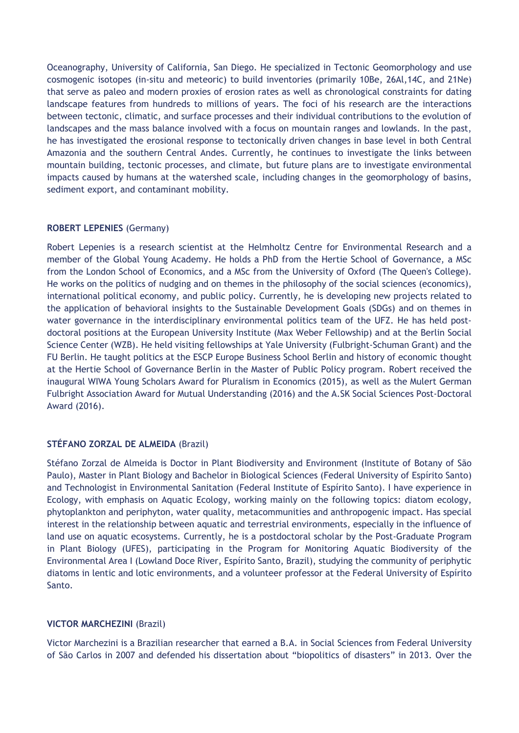Oceanography, University of California, San Diego. He specialized in Tectonic Geomorphology and use cosmogenic isotopes (in-situ and meteoric) to build inventories (primarily 10Be, 26Al,14C, and 21Ne) that serve as paleo and modern proxies of erosion rates as well as chronological constraints for dating landscape features from hundreds to millions of years. The foci of his research are the interactions between tectonic, climatic, and surface processes and their individual contributions to the evolution of landscapes and the mass balance involved with a focus on mountain ranges and lowlands. In the past, he has investigated the erosional response to tectonically driven changes in base level in both Central Amazonia and the southern Central Andes. Currently, he continues to investigate the links between mountain building, tectonic processes, and climate, but future plans are to investigate environmental impacts caused by humans at the watershed scale, including changes in the geomorphology of basins, sediment export, and contaminant mobility.

**ROBERT LEPENIES** (Germany)

Robert Lepenies is a research scientist at the Helmholtz Centre for Environmental Research and a member of the Global Young Academy. He holds a PhD from the Hertie School of Governance, a MSc from the London School of Economics, and a MSc from the University of Oxford (The Queen's College). He works on the politics of nudging and on themes in the philosophy of the social sciences (economics), international political economy, and public policy. Currently, he is developing new projects related to the application of behavioral insights to the Sustainable Development Goals (SDGs) and on themes in water governance in the interdisciplinary environmental politics team of the UFZ. He has held post-doctoral positions at the European University Institute (Max Weber Fellowship) and at the Berlin Social Science Center (WZB). He held visiting fellowships at Yale University (Fulbright-Schuman Grant) and the FU Berlin. He taught politics at the ESCP Europe Business School Berlin and history of economic thought at the Hertie School of Governance Berlin in the Master of Public Policy program. Robert received the inaugural WIWA Young Scholars Award for Pluralism in Economics (2015), as well as the Mulert German Fulbright Association Award for Mutual Understanding (2016) and the A.SK Social Sciences Post-Doctoral Award (2016).

**STÉFANO ZORZAL DE ALMEIDA** (Brazil)

Stéfano Zorzal de Almeida is Doctor in Plant Biodiversity and Environment (Institute of Botany of São Paulo), Master in Plant Biology and Bachelor in Biological Sciences (Federal University of Espírito Santo) and Technologist in Environmental Sanitation (Federal Institute of Espírito Santo). I have experience in Ecology, with emphasis on Aquatic Ecology, working mainly on the following topics: diatom ecology, phytoplankton and periphyton, water quality, metacommunities and anthropogenic impact. Has special interest in the relationship between aquatic and terrestrial environments, especially in the influence of land use on aquatic ecosystems. Currently, he is a postdoctoral scholar by the Post-Graduate Program in Plant Biology (UFES), participating in the Program for Monitoring Aquatic Biodiversity of the Environmental Area I (Lowland Doce River, Espírito Santo, Brazil), studying the community of periphytic diatoms in lentic and lotic environments, and a volunteer professor at the Federal University of Espírito Santo.

**VICTOR MARCHEZINI** (Brazil)

Victor Marchezini is a Brazilian researcher that earned a B.A. in Social Sciences from Federal University of São Carlos in 2007 and defended his dissertation about "biopolitics of disasters" in 2013. Over the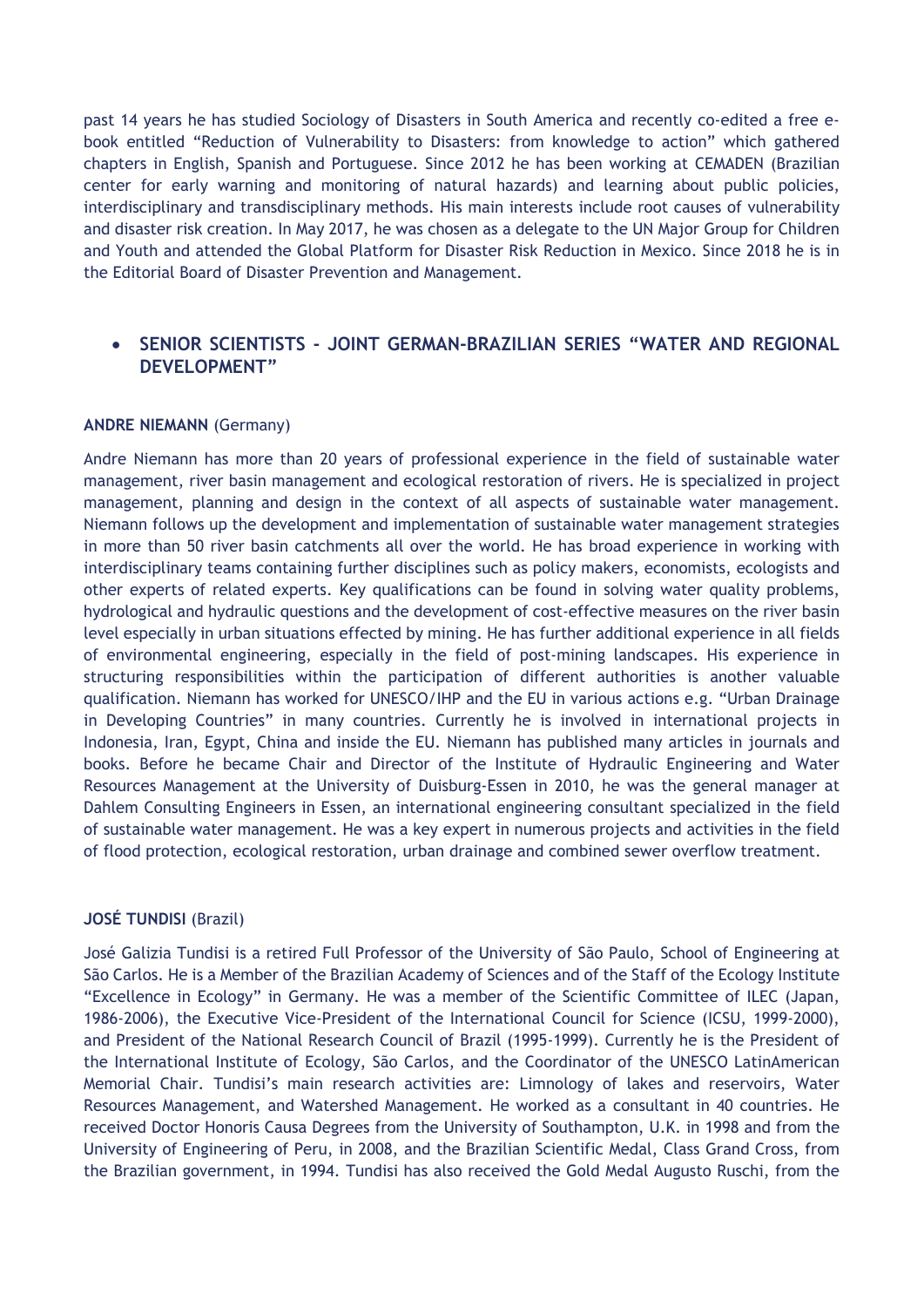past 14 years he has studied Sociology of Disasters in South America and recently co-edited a free e-book entitled "Reduction of Vulnerability to Disasters: from knowledge to action" which gathered chapters in English, Spanish and Portuguese. Since 2012 he has been working at CEMADEN (Brazilian center for early warning and monitoring of natural hazards) and learning about public policies, interdisciplinary and transdisciplinary methods. His main interests include root causes of vulnerability and disaster risk creation. In May 2017, he was chosen as a delegate to the UN Major Group for Children and Youth and attended the Global Platform for Disaster Risk Reduction in Mexico. Since 2018 he is in the Editorial Board of Disaster Prevention and Management.

- **SENIOR SCIENTISTS - JOINT GERMAN-BRAZILIAN SERIES "WATER AND REGIONAL DEVELOPMENT"**

**ANDRE NIEMANN** (Germany)

Andre Niemann has more than 20 years of professional experience in the field of sustainable water management, river basin management and ecological restoration of rivers. He is specialized in project management, planning and design in the context of all aspects of sustainable water management. Niemann follows up the development and implementation of sustainable water management strategies in more than 50 river basin catchments all over the world. He has broad experience in working with interdisciplinary teams containing further disciplines such as policy makers, economists, ecologists and other experts of related experts. Key qualifications can be found in solving water quality problems, hydrological and hydraulic questions and the development of cost-effective measures on the river basin level especially in urban situations effected by mining. He has further additional experience in all fields of environmental engineering, especially in the field of post-mining landscapes. His experience in structuring responsibilities within the participation of different authorities is another valuable qualification. Niemann has worked for UNESCO/IHP and the EU in various actions e.g. "Urban Drainage in Developing Countries" in many countries. Currently he is involved in international projects in Indonesia, Iran, Egypt, China and inside the EU. Niemann has published many articles in journals and books. Before he became Chair and Director of the Institute of Hydraulic Engineering and Water Resources Management at the University of Duisburg-Essen in 2010, he was the general manager at Dahlem Consulting Engineers in Essen, an international engineering consultant specialized in the field of sustainable water management. He was a key expert in numerous projects and activities in the field of flood protection, ecological restoration, urban drainage and combined sewer overflow treatment.

**JOSÉ TUNDISI** (Brazil)

José Galizia Tundisi is a retired Full Professor of the University of São Paulo, School of Engineering at São Carlos. He is a Member of the Brazilian Academy of Sciences and of the Staff of the Ecology Institute "Excellence in Ecology" in Germany. He was a member of the Scientific Committee of ILEC (Japan, 1986-2006), the Executive Vice-President of the International Council for Science (ICSU, 1999-2000), and President of the National Research Council of Brazil (1995-1999). Currently he is the President of the International Institute of Ecology, São Carlos, and the Coordinator of the UNESCO LatinAmerican Memorial Chair. Tundisi's main research activities are: Limnology of lakes and reservoirs, Water Resources Management, and Watershed Management. He worked as a consultant in 40 countries. He received Doctor Honoris Causa Degrees from the University of Southampton, U.K. in 1998 and from the University of Engineering of Peru, in 2008, and the Brazilian Scientific Medal, Class Grand Cross, from the Brazilian government, in 1994. Tundisi has also received the Gold Medal Augusto Ruschi, from the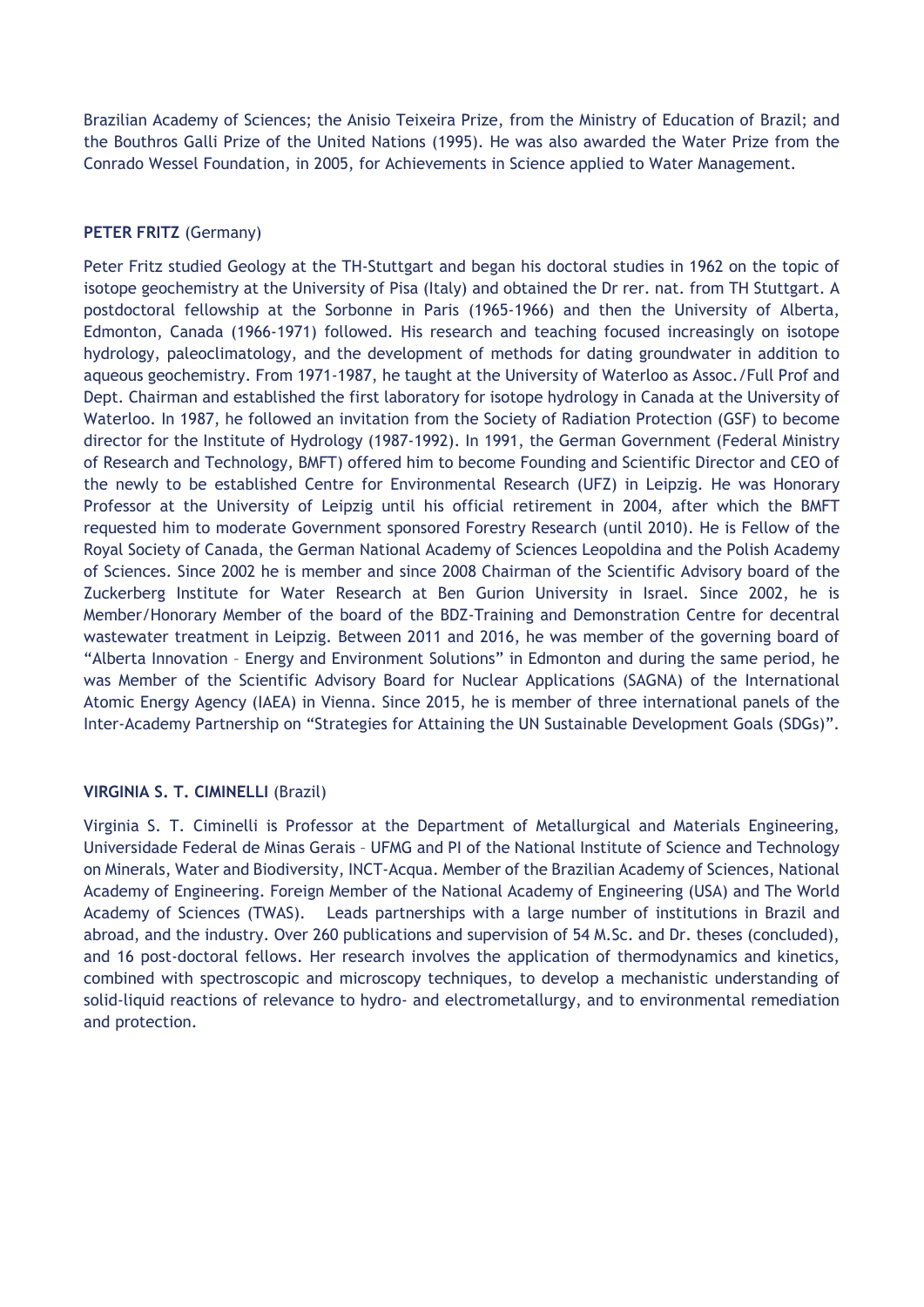Brazilian Academy of Sciences; the Anisio Teixeira Prize, from the Ministry of Education of Brazil; and the Bouthros Galli Prize of the United Nations (1995). He was also awarded the Water Prize from the Conrado Wessel Foundation, in 2005, for Achievements in Science applied to Water Management.

**PETER FRITZ** (Germany)

Peter Fritz studied Geology at the TH-Stuttgart and began his doctoral studies in 1962 on the topic of isotope geochemistry at the University of Pisa (Italy) and obtained the Dr rer. nat. from TH Stuttgart. A postdoctoral fellowship at the Sorbonne in Paris (1965-1966) and then the University of Alberta, Edmonton, Canada (1966-1971) followed. His research and teaching focused increasingly on isotope hydrology, paleoclimatology, and the development of methods for dating groundwater in addition to aqueous geochemistry. From 1971-1987, he taught at the University of Waterloo as Assoc./Full Prof and Dept. Chairman and established the first laboratory for isotope hydrology in Canada at the University of Waterloo. In 1987, he followed an invitation from the Society of Radiation Protection (GSF) to become director for the Institute of Hydrology (1987-1992). In 1991, the German Government (Federal Ministry of Research and Technology, BMFT) offered him to become Founding and Scientific Director and CEO of the newly to be established Centre for Environmental Research (UFZ) in Leipzig. He was Honorary Professor at the University of Leipzig until his official retirement in 2004, after which the BMFT requested him to moderate Government sponsored Forestry Research (until 2010). He is Fellow of the Royal Society of Canada, the German National Academy of Sciences Leopoldina and the Polish Academy of Sciences. Since 2002 he is member and since 2008 Chairman of the Scientific Advisory board of the Zuckerberg Institute for Water Research at Ben Gurion University in Israel. Since 2002, he is Member/Honorary Member of the board of the BDZ-Training and Demonstration Centre for decentral wastewater treatment in Leipzig. Between 2011 and 2016, he was member of the governing board of "Alberta Innovation – Energy and Environment Solutions" in Edmonton and during the same period, he was Member of the Scientific Advisory Board for Nuclear Applications (SAGNA) of the International Atomic Energy Agency (IAEA) in Vienna. Since 2015, he is member of three international panels of the Inter-Academy Partnership on "Strategies for Attaining the UN Sustainable Development Goals (SDGs)".

**VIRGINIA S. T. CIMINELLI** (Brazil)

Virginia S. T. Ciminelli is Professor at the Department of Metallurgical and Materials Engineering, Universidade Federal de Minas Gerais – UFMG and PI of the National Institute of Science and Technology on Minerals, Water and Biodiversity, INCT-Acqua. Member of the Brazilian Academy of Sciences, National Academy of Engineering. Foreign Member of the National Academy of Engineering (USA) and The World Academy of Sciences (TWAS). Leads partnerships with a large number of institutions in Brazil and abroad, and the industry. Over 260 publications and supervision of 54 M.Sc. and Dr. theses (concluded), and 16 post-doctoral fellows. Her research involves the application of thermodynamics and kinetics, combined with spectroscopic and microscopy techniques, to develop a mechanistic understanding of solid-liquid reactions of relevance to hydro- and electrometallurgy, and to environmental remediation and protection.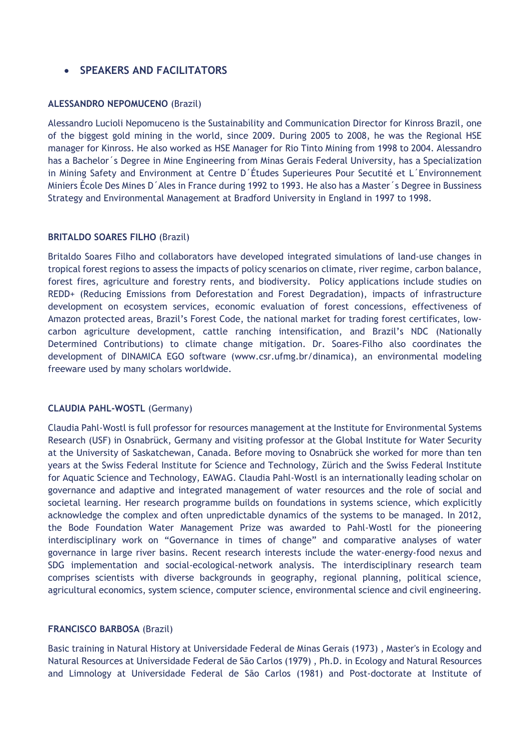- **SPEAKERS AND FACILITATORS**

**ALESSANDRO NEPOMUCENO** (Brazil)

Alessandro Lucioli Nepomuceno is the Sustainability and Communication Director for Kinross Brazil, one of the biggest gold mining in the world, since 2009. During 2005 to 2008, he was the Regional HSE manager for Kinross. He also worked as HSE Manager for Rio Tinto Mining from 1998 to 2004. Alessandro has a Bachelor´s Degree in Mine Engineering from Minas Gerais Federal University, has a Specialization in Mining Safety and Environment at Centre D´Études Superieures Pour Secutité et L´Environnement Miniers École Des Mines D´Ales in France during 1992 to 1993. He also has a Master´s Degree in Bussiness Strategy and Environmental Management at Bradford University in England in 1997 to 1998.

**BRITALDO SOARES FILHO** (Brazil)

Britaldo Soares Filho and collaborators have developed integrated simulations of land-use changes in tropical forest regions to assess the impacts of policy scenarios on climate, river regime, carbon balance, forest fires, agriculture and forestry rents, and biodiversity. Policy applications include studies on REDD+ (Reducing Emissions from Deforestation and Forest Degradation), impacts of infrastructure development on ecosystem services, economic evaluation of forest concessions, effectiveness of Amazon protected areas, Brazil's Forest Code, the national market for trading forest certificates, low-carbon agriculture development, cattle ranching intensification, and Brazil's NDC (Nationally Determined Contributions) to climate change mitigation. Dr. Soares-Filho also coordinates the development of DINAMICA EGO software (www.csr.ufmg.br/dinamica), an environmental modeling freeware used by many scholars worldwide.

**CLAUDIA PAHL-WOSTL** (Germany)

Claudia Pahl-Wostl is full professor for resources management at the Institute for Environmental Systems Research (USF) in Osnabrück, Germany and visiting professor at the Global Institute for Water Security at the University of Saskatchewan, Canada. Before moving to Osnabrück she worked for more than ten years at the Swiss Federal Institute for Science and Technology, Zürich and the Swiss Federal Institute for Aquatic Science and Technology, EAWAG. Claudia Pahl-Wostl is an internationally leading scholar on governance and adaptive and integrated management of water resources and the role of social and societal learning. Her research programme builds on foundations in systems science, which explicitly acknowledge the complex and often unpredictable dynamics of the systems to be managed. In 2012, the Bode Foundation Water Management Prize was awarded to Pahl-Wostl for the pioneering interdisciplinary work on "Governance in times of change" and comparative analyses of water governance in large river basins. Recent research interests include the water-energy-food nexus and SDG implementation and social-ecological-network analysis. The interdisciplinary research team comprises scientists with diverse backgrounds in geography, regional planning, political science, agricultural economics, system science, computer science, environmental science and civil engineering.

**FRANCISCO BARBOSA** (Brazil)

Basic training in Natural History at Universidade Federal de Minas Gerais (1973) , Master's in Ecology and Natural Resources at Universidade Federal de São Carlos (1979) , Ph.D. in Ecology and Natural Resources and Limnology at Universidade Federal de São Carlos (1981) and Post-doctorate at Institute of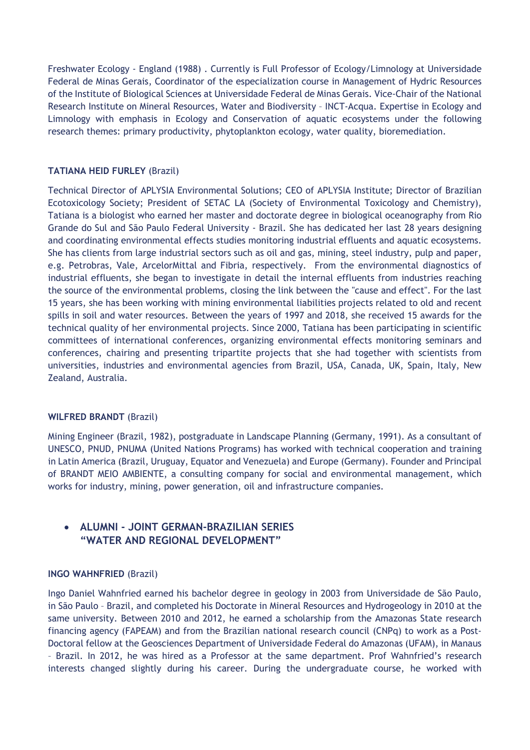Freshwater Ecology - England (1988) . Currently is Full Professor of Ecology/Limnology at Universidade Federal de Minas Gerais, Coordinator of the especialization course in Management of Hydric Resources of the Institute of Biological Sciences at Universidade Federal de Minas Gerais. Vice-Chair of the National Research Institute on Mineral Resources, Water and Biodiversity – INCT-Acqua. Expertise in Ecology and Limnology with emphasis in Ecology and Conservation of aquatic ecosystems under the following research themes: primary productivity, phytoplankton ecology, water quality, bioremediation.

**TATIANA HEID FURLEY** (Brazil)

Technical Director of APLYSIA Environmental Solutions; CEO of APLYSIA Institute; Director of Brazilian Ecotoxicology Society; President of SETAC LA (Society of Environmental Toxicology and Chemistry), Tatiana is a biologist who earned her master and doctorate degree in biological oceanography from Rio Grande do Sul and São Paulo Federal University - Brazil. She has dedicated her last 28 years designing and coordinating environmental effects studies monitoring industrial effluents and aquatic ecosystems. She has clients from large industrial sectors such as oil and gas, mining, steel industry, pulp and paper, e.g. Petrobras, Vale, ArcelorMittal and Fibria, respectively. From the environmental diagnostics of industrial effluents, she began to investigate in detail the internal effluents from industries reaching the source of the environmental problems, closing the link between the "cause and effect". For the last 15 years, she has been working with mining environmental liabilities projects related to old and recent spills in soil and water resources. Between the years of 1997 and 2018, she received 15 awards for the technical quality of her environmental projects. Since 2000, Tatiana has been participating in scientific committees of international conferences, organizing environmental effects monitoring seminars and conferences, chairing and presenting tripartite projects that she had together with scientists from universities, industries and environmental agencies from Brazil, USA, Canada, UK, Spain, Italy, New Zealand, Australia.

**WILFRED BRANDT** (Brazil)

Mining Engineer (Brazil, 1982), postgraduate in Landscape Planning (Germany, 1991). As a consultant of UNESCO, PNUD, PNUMA (United Nations Programs) has worked with technical cooperation and training in Latin America (Brazil, Uruguay, Equator and Venezuela) and Europe (Germany). Founder and Principal of BRANDT MEIO AMBIENTE, a consulting company for social and environmental management, which works for industry, mining, power generation, oil and infrastructure companies.

- **ALUMNI - JOINT GERMAN-BRAZILIAN SERIES "WATER AND REGIONAL DEVELOPMENT"**

**INGO WAHNFRIED** (Brazil)

Ingo Daniel Wahnfried earned his bachelor degree in geology in 2003 from Universidade de São Paulo, in São Paulo – Brazil, and completed his Doctorate in Mineral Resources and Hydrogeology in 2010 at the same university. Between 2010 and 2012, he earned a scholarship from the Amazonas State research financing agency (FAPEAM) and from the Brazilian national research council (CNPq) to work as a Post-Doctoral fellow at the Geosciences Department of Universidade Federal do Amazonas (UFAM), in Manaus – Brazil. In 2012, he was hired as a Professor at the same department. Prof Wahnfried's research interests changed slightly during his career. During the undergraduate course, he worked with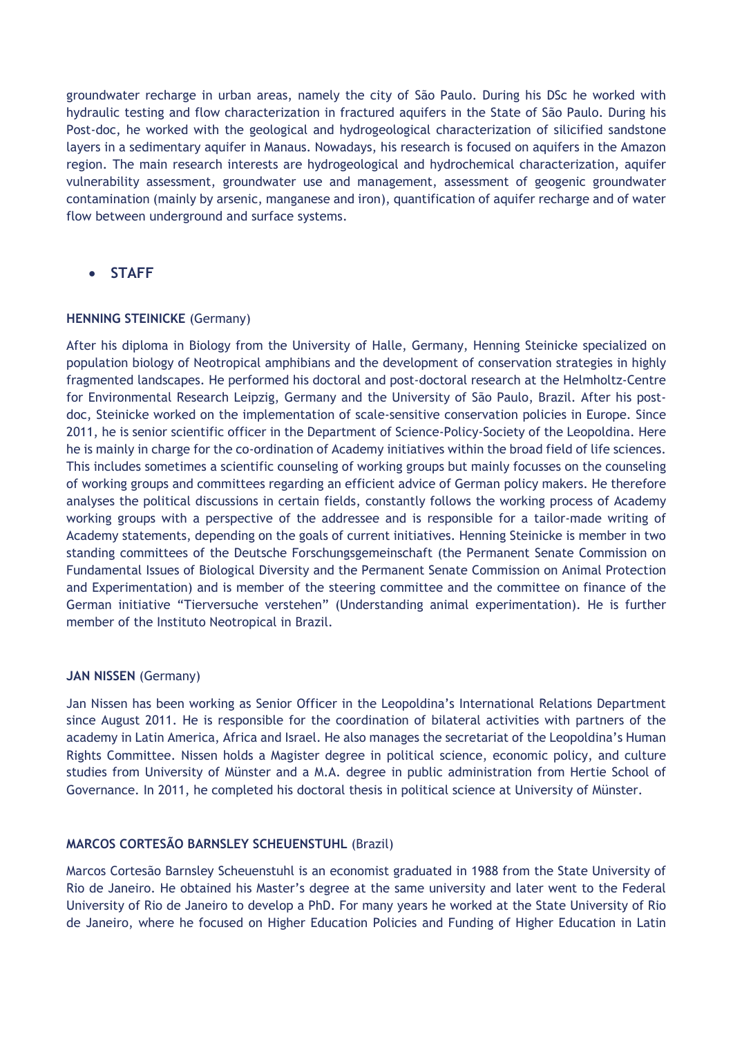groundwater recharge in urban areas, namely the city of São Paulo. During his DSc he worked with hydraulic testing and flow characterization in fractured aquifers in the State of São Paulo. During his Post-doc, he worked with the geological and hydrogeological characterization of silicified sandstone layers in a sedimentary aquifer in Manaus. Nowadays, his research is focused on aquifers in the Amazon region. The main research interests are hydrogeological and hydrochemical characterization, aquifer vulnerability assessment, groundwater use and management, assessment of geogenic groundwater contamination (mainly by arsenic, manganese and iron), quantification of aquifer recharge and of water flow between underground and surface systems.

- **STAFF**

**HENNING STEINICKE** (Germany)

After his diploma in Biology from the University of Halle, Germany, Henning Steinicke specialized on population biology of Neotropical amphibians and the development of conservation strategies in highly fragmented landscapes. He performed his doctoral and post-doctoral research at the Helmholtz-Centre for Environmental Research Leipzig, Germany and the University of São Paulo, Brazil. After his post-doc, Steinicke worked on the implementation of scale-sensitive conservation policies in Europe. Since 2011, he is senior scientific officer in the Department of Science-Policy-Society of the Leopoldina. Here he is mainly in charge for the co-ordination of Academy initiatives within the broad field of life sciences. This includes sometimes a scientific counseling of working groups but mainly focusses on the counseling of working groups and committees regarding an efficient advice of German policy makers. He therefore analyses the political discussions in certain fields, constantly follows the working process of Academy working groups with a perspective of the addressee and is responsible for a tailor-made writing of Academy statements, depending on the goals of current initiatives. Henning Steinicke is member in two standing committees of the Deutsche Forschungsgemeinschaft (the Permanent Senate Commission on Fundamental Issues of Biological Diversity and the Permanent Senate Commission on Animal Protection and Experimentation) and is member of the steering committee and the committee on finance of the German initiative "Tierversuche verstehen" (Understanding animal experimentation). He is further member of the Instituto Neotropical in Brazil.

**JAN NISSEN** (Germany)

Jan Nissen has been working as Senior Officer in the Leopoldina's International Relations Department since August 2011. He is responsible for the coordination of bilateral activities with partners of the academy in Latin America, Africa and Israel. He also manages the secretariat of the Leopoldina's Human Rights Committee. Nissen holds a Magister degree in political science, economic policy, and culture studies from University of Münster and a M.A. degree in public administration from Hertie School of Governance. In 2011, he completed his doctoral thesis in political science at University of Münster.

**MARCOS CORTESÃO BARNSLEY SCHEUENSTUHL** (Brazil)

Marcos Cortesão Barnsley Scheuenstuhl is an economist graduated in 1988 from the State University of Rio de Janeiro. He obtained his Master's degree at the same university and later went to the Federal University of Rio de Janeiro to develop a PhD. For many years he worked at the State University of Rio de Janeiro, where he focused on Higher Education Policies and Funding of Higher Education in Latin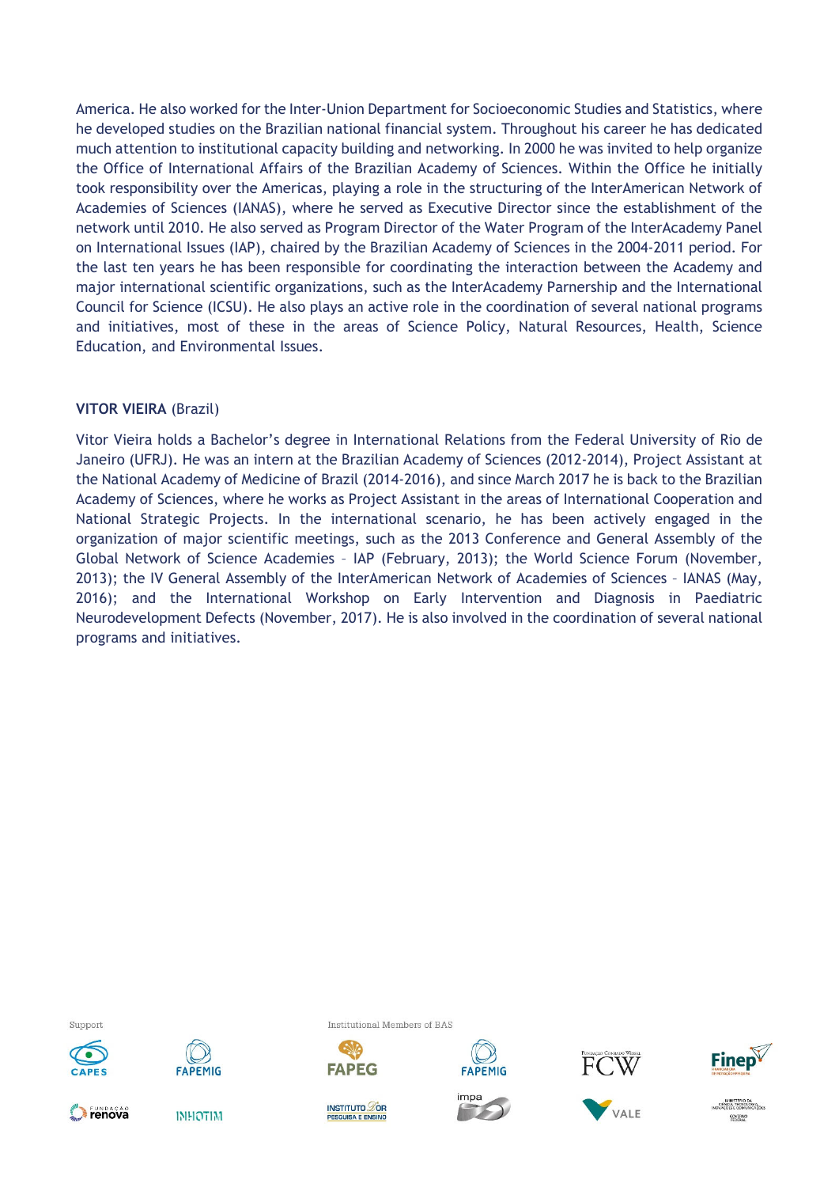America. He also worked for the Inter-Union Department for Socioeconomic Studies and Statistics, where he developed studies on the Brazilian national financial system. Throughout his career he has dedicated much attention to institutional capacity building and networking. In 2000 he was invited to help organize the Office of International Affairs of the Brazilian Academy of Sciences. Within the Office he initially took responsibility over the Americas, playing a role in the structuring of the InterAmerican Network of Academies of Sciences (IANAS), where he served as Executive Director since the establishment of the network until 2010. He also served as Program Director of the Water Program of the InterAcademy Panel on International Issues (IAP), chaired by the Brazilian Academy of Sciences in the 2004-2011 period. For the last ten years he has been responsible for coordinating the interaction between the Academy and major international scientific organizations, such as the InterAcademy Parnership and the International Council for Science (ICSU). He also plays an active role in the coordination of several national programs and initiatives, most of these in the areas of Science Policy, Natural Resources, Health, Science Education, and Environmental Issues.

**VITOR VIEIRA** (Brazil)

Vitor Vieira holds a Bachelor's degree in International Relations from the Federal University of Rio de Janeiro (UFRJ). He was an intern at the Brazilian Academy of Sciences (2012-2014), Project Assistant at the National Academy of Medicine of Brazil (2014-2016), and since March 2017 he is back to the Brazilian Academy of Sciences, where he works as Project Assistant in the areas of International Cooperation and National Strategic Projects. In the international scenario, he has been actively engaged in the organization of major scientific meetings, such as the 2013 Conference and General Assembly of the Global Network of Science Academies – IAP (February, 2013); the World Science Forum (November, 2013); the IV General Assembly of the InterAmerican Network of Academies of Sciences – IANAS (May, 2016); and the International Workshop on Early Intervention and Diagnosis in Paediatric Neurodevelopment Defects (November, 2017). He is also involved in the coordination of several national programs and initiatives.

Support

CAPES FAPEMIG renova INHOTIM

Institutional Members of BAS

FAPEG FAPEMIG FCW Finep INSTITUTO D'OR PESQUISA E ENSINO impa VALE